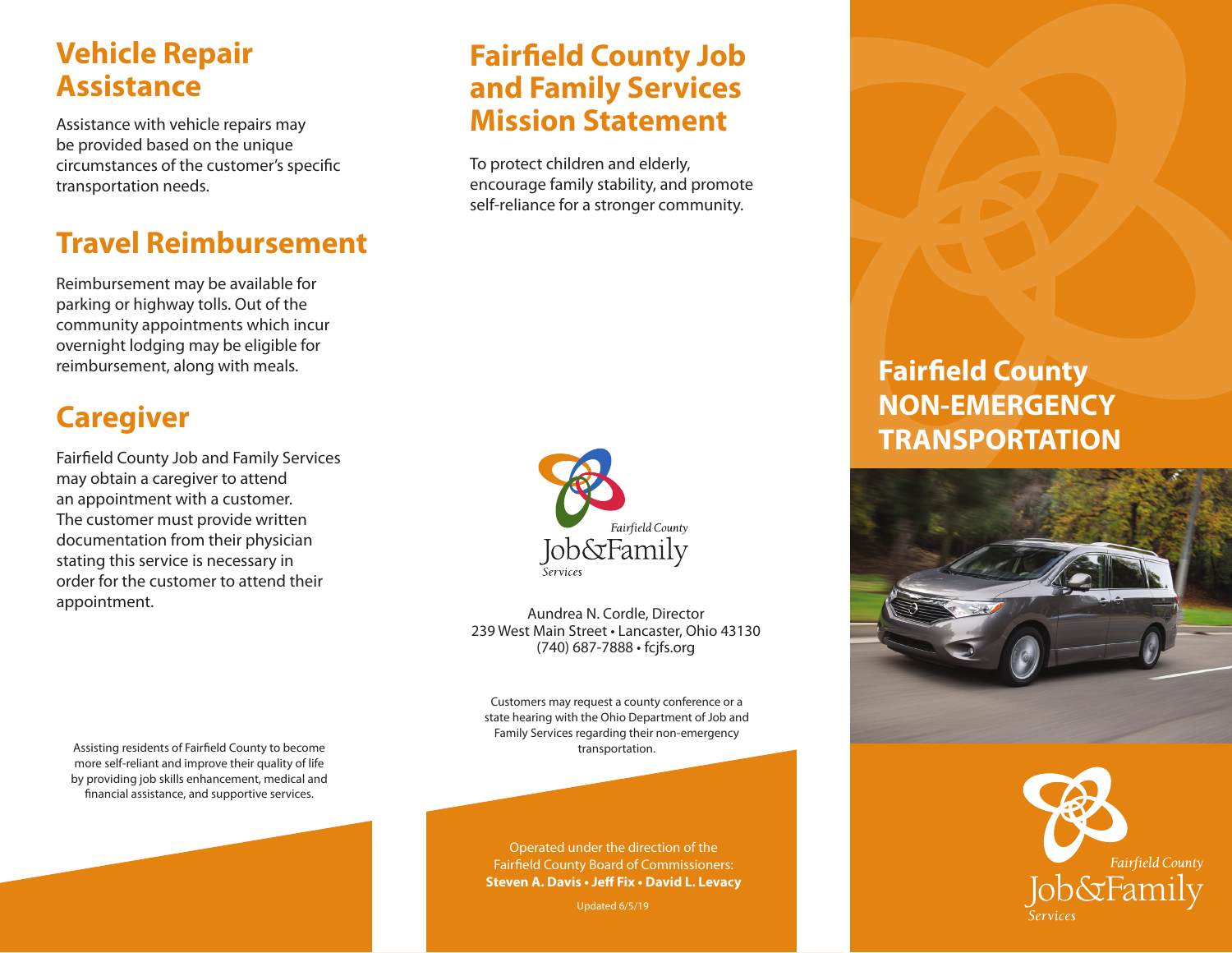## Vehicle Repair Assistance

Assistance with vehicle repairs may be provided based on the unique circumstances of the customer's specific transportation needs.

## Travel Reimbursement

Reimbursement may be available for parking or highway tolls. Out of the community appointments which incur overnight lodging may be eligible for reimbursement, along with meals.

## Caregiver

Fairfield County Job and Family Services may obtain a caregiver to attend an appointment with a customer. The customer must provide written documentation from their physician stating this service is necessary in order for the customer to attend their appointment.

Assisting residents of Fairfield County to become more self-reliant and improve their quality of life by providing job skills enhancement, medical and financial assistance, and supportive services.

## Fairfield County Job and Family Services Mission Statement

To protect children and elderly, encourage family stability, and promote self-reliance for a stronger community.

Fairfield County Job&Family Services

Aundrea N. Cordle, Director
239 West Main Street • Lancaster, Ohio 43130
(740) 687-7888 • fcjfs.org

Customers may request a county conference or a state hearing with the Ohio Department of Job and Family Services regarding their non-emergency transportation.

Operated under the direction of the Fairfield County Board of Commissioners:
**Steven A. Davis • Jeff Fix • David L. Levacy**

Updated 6/5/19

# Fairfield County NON-EMERGENCY TRANSPORTATION

Fairfield County Job&Family Services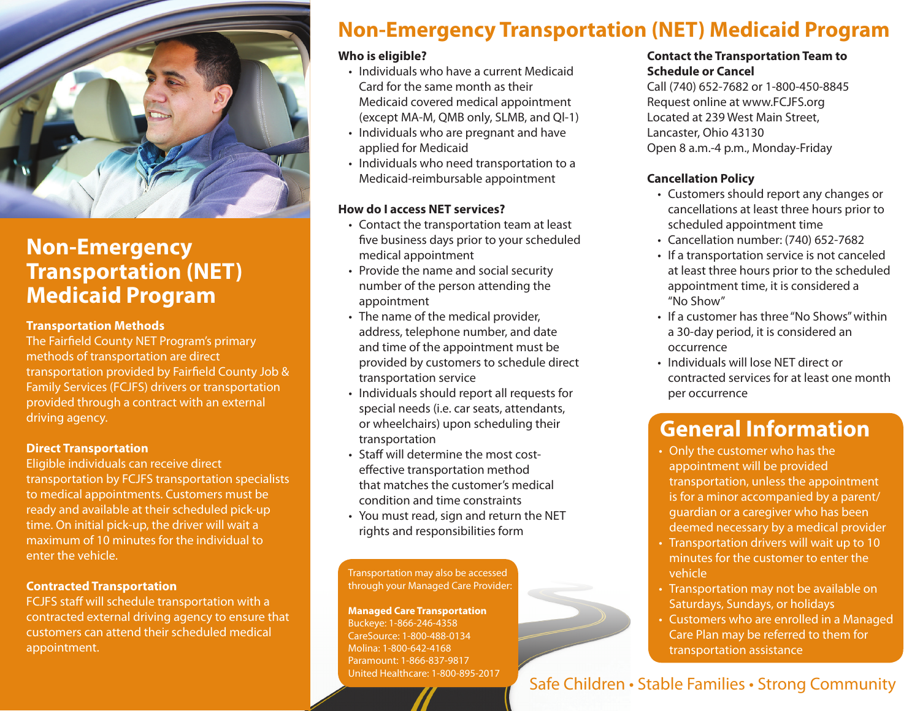# Non-Emergency Transportation (NET) Medicaid Program

### Transportation Methods

The Fairfield County NET Program's primary methods of transportation are direct transportation provided by Fairfield County Job & Family Services (FCJFS) drivers or transportation provided through a contract with an external driving agency.

### Direct Transportation

Eligible individuals can receive direct transportation by FCJFS transportation specialists to medical appointments. Customers must be ready and available at their scheduled pick-up time. On initial pick-up, the driver will wait a maximum of 10 minutes for the individual to enter the vehicle.

### Contracted Transportation

FCJFS staff will schedule transportation with a contracted external driving agency to ensure that customers can attend their scheduled medical appointment.

# Non-Emergency Transportation (NET) Medicaid Program

### Who is eligible?

- Individuals who have a current Medicaid Card for the same month as their Medicaid covered medical appointment (except MA-M, QMB only, SLMB, and QI-1)
- Individuals who are pregnant and have applied for Medicaid
- Individuals who need transportation to a Medicaid-reimbursable appointment

### How do I access NET services?

- Contact the transportation team at least five business days prior to your scheduled medical appointment
- Provide the name and social security number of the person attending the appointment
- The name of the medical provider, address, telephone number, and date and time of the appointment must be provided by customers to schedule direct transportation service
- Individuals should report all requests for special needs (i.e. car seats, attendants, or wheelchairs) upon scheduling their transportation
- Staff will determine the most cost-effective transportation method that matches the customer's medical condition and time constraints
- You must read, sign and return the NET rights and responsibilities form

Transportation may also be accessed through your Managed Care Provider:

**Managed Care Transportation**
Buckeye: 1-866-246-4358
CareSource: 1-800-488-0134
Molina: 1-800-642-4168
Paramount: 1-866-837-9817
United Healthcare: 1-800-895-2017

### Contact the Transportation Team to Schedule or Cancel

Call (740) 652-7682 or 1-800-450-8845
Request online at www.FCJFS.org
Located at 239 West Main Street,
Lancaster, Ohio 43130
Open 8 a.m.-4 p.m., Monday-Friday

### Cancellation Policy

- Customers should report any changes or cancellations at least three hours prior to scheduled appointment time
- Cancellation number: (740) 652-7682
- If a transportation service is not canceled at least three hours prior to the scheduled appointment time, it is considered a "No Show"
- If a customer has three "No Shows" within a 30-day period, it is considered an occurrence
- Individuals will lose NET direct or contracted services for at least one month per occurrence

## General Information

- Only the customer who has the appointment will be provided transportation, unless the appointment is for a minor accompanied by a parent/guardian or a caregiver who has been deemed necessary by a medical provider
- Transportation drivers will wait up to 10 minutes for the customer to enter the vehicle
- Transportation may not be available on Saturdays, Sundays, or holidays
- Customers who are enrolled in a Managed Care Plan may be referred to them for transportation assistance

Safe Children • Stable Families • Strong Community